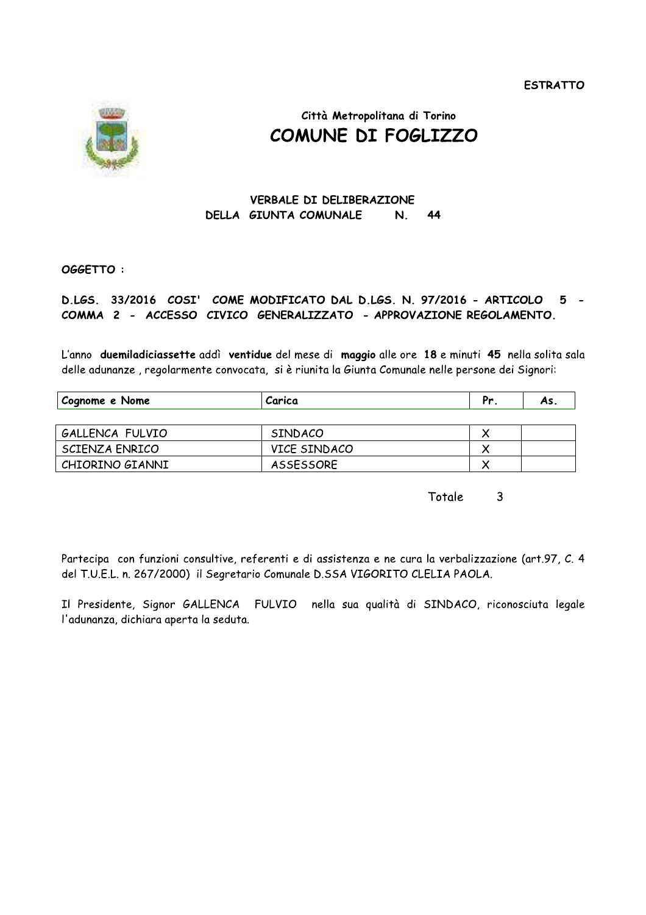**ESTRATTO**

**Città Metropolitana di Torino**

# COMUNE DI FOGLIZZO

**VERBALE DI DELIBERAZIONE**
**DELLA GIUNTA COMUNALE N. 44**

**OGGETTO :**

**D.LGS. 33/2016 COSI' COME MODIFICATO DAL D.LGS. N. 97/2016 - ARTICOLO 5 - COMMA 2 - ACCESSO CIVICO GENERALIZZATO - APPROVAZIONE REGOLAMENTO.**

L'anno **duemiladiciassette** addì **ventidue** del mese di **maggio** alle ore **18** e minuti **45** nella solita sala delle adunanze , regolarmente convocata, si è riunita la Giunta Comunale nelle persone dei Signori:

| Cognome e Nome | Carica | Pr. | As. |
|---|---|---|---|
| GALLENCA FULVIO | SINDACO | X | |
| SCIENZA ENRICO | VICE SINDACO | X | |
| CHIORINO GIANNI | ASSESSORE | X | |

Totale 3

Partecipa con funzioni consultive, referenti e di assistenza e ne cura la verbalizzazione (art.97, C. 4 del T.U.E.L. n. 267/2000) il Segretario Comunale D.SSA VIGORITO CLELIA PAOLA.

Il Presidente, Signor GALLENCA FULVIO nella sua qualità di SINDACO, riconosciuta legale l'adunanza, dichiara aperta la seduta.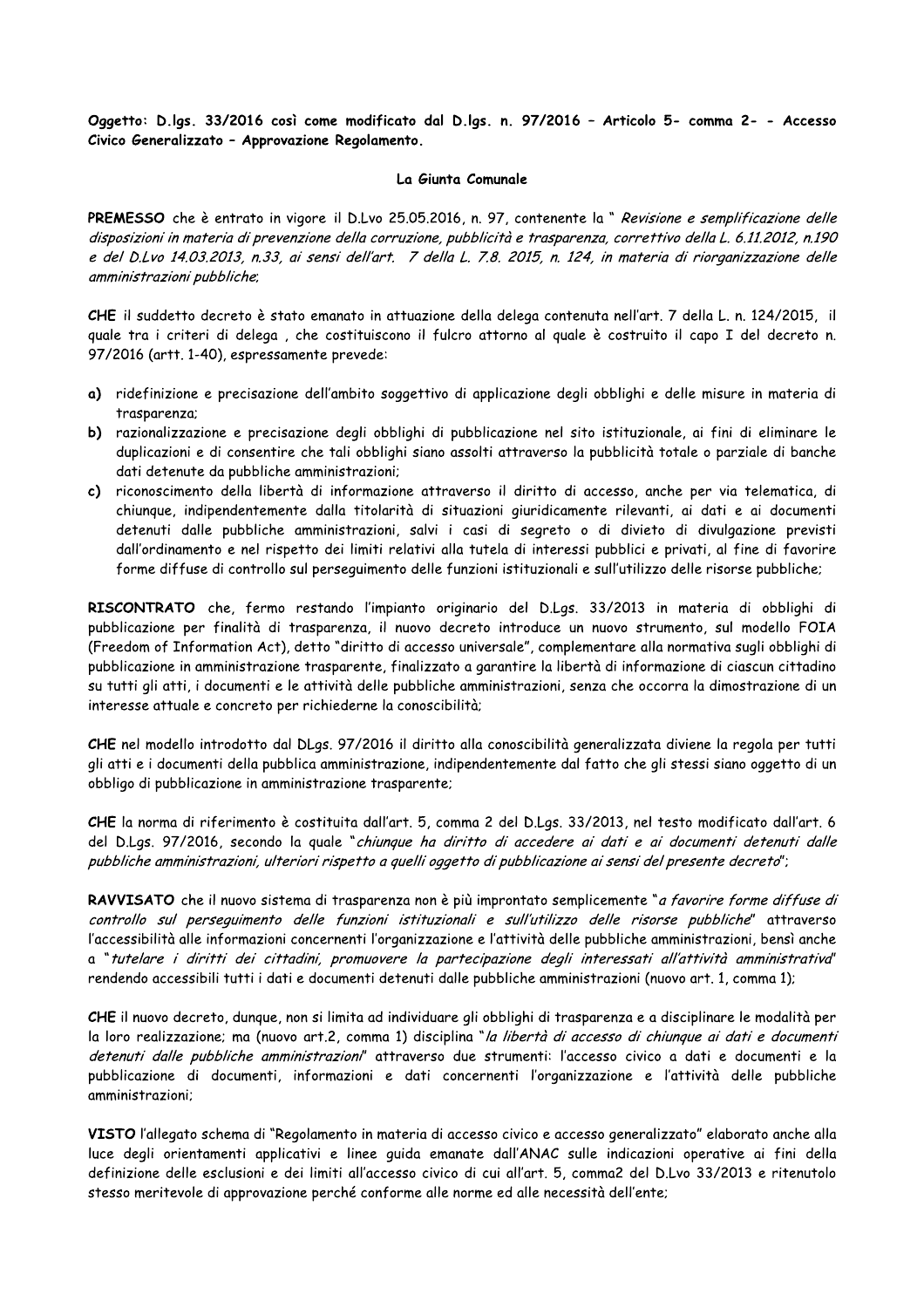**Oggetto: D.lgs. 33/2016 così come modificato dal D.lgs. n. 97/2016 – Articolo 5- comma 2- - Accesso Civico Generalizzato – Approvazione Regolamento.**

**La Giunta Comunale**

**PREMESSO** che è entrato in vigore il D.Lvo 25.05.2016, n. 97, contenente la " *Revisione e semplificazione delle disposizioni in materia di prevenzione della corruzione, pubblicità e trasparenza, correttivo della L. 6.11.2012, n.190 e del D.Lvo 14.03.2013, n.33, ai sensi dell'art. 7 della L. 7.8. 2015, n. 124, in materia di riorganizzazione delle amministrazioni pubbliche*;

**CHE** il suddetto decreto è stato emanato in attuazione della delega contenuta nell'art. 7 della L. n. 124/2015, il quale tra i criteri di delega , che costituiscono il fulcro attorno al quale è costruito il capo I del decreto n. 97/2016 (artt. 1-40), espressamente prevede:

**a)** ridefinizione e precisazione dell'ambito soggettivo di applicazione degli obblighi e delle misure in materia di trasparenza;

**b)** razionalizzazione e precisazione degli obblighi di pubblicazione nel sito istituzionale, ai fini di eliminare le duplicazioni e di consentire che tali obblighi siano assolti attraverso la pubblicità totale o parziale di banche dati detenute da pubbliche amministrazioni;

**c)** riconoscimento della libertà di informazione attraverso il diritto di accesso, anche per via telematica, di chiunque, indipendentemente dalla titolarità di situazioni giuridicamente rilevanti, ai dati e ai documenti detenuti dalle pubbliche amministrazioni, salvi i casi di segreto o di divieto di divulgazione previsti dall'ordinamento e nel rispetto dei limiti relativi alla tutela di interessi pubblici e privati, al fine di favorire forme diffuse di controllo sul perseguimento delle funzioni istituzionali e sull'utilizzo delle risorse pubbliche;

**RISCONTRATO** che, fermo restando l'impianto originario del D.Lgs. 33/2013 in materia di obblighi di pubblicazione per finalità di trasparenza, il nuovo decreto introduce un nuovo strumento, sul modello FOIA (Freedom of Information Act), detto "diritto di accesso universale", complementare alla normativa sugli obblighi di pubblicazione in amministrazione trasparente, finalizzato a garantire la libertà di informazione di ciascun cittadino su tutti gli atti, i documenti e le attività delle pubbliche amministrazioni, senza che occorra la dimostrazione di un interesse attuale e concreto per richiederne la conoscibilità;

**CHE** nel modello introdotto dal DLgs. 97/2016 il diritto alla conoscibilità generalizzata diviene la regola per tutti gli atti e i documenti della pubblica amministrazione, indipendentemente dal fatto che gli stessi siano oggetto di un obbligo di pubblicazione in amministrazione trasparente;

**CHE** la norma di riferimento è costituita dall'art. 5, comma 2 del D.Lgs. 33/2013, nel testo modificato dall'art. 6 del D.Lgs. 97/2016, secondo la quale "*chiunque ha diritto di accedere ai dati e ai documenti detenuti dalle pubbliche amministrazioni, ulteriori rispetto a quelli oggetto di pubblicazione ai sensi del presente decreto*";

**RAVVISATO** che il nuovo sistema di trasparenza non è più improntato semplicemente "*a favorire forme diffuse di controllo sul perseguimento delle funzioni istituzionali e sull'utilizzo delle risorse pubbliche*" attraverso l'accessibilità alle informazioni concernenti l'organizzazione e l'attività delle pubbliche amministrazioni, bensì anche a "*tutelare i diritti dei cittadini, promuovere la partecipazione degli interessati all'attività amministrativa*" rendendo accessibili tutti i dati e documenti detenuti dalle pubbliche amministrazioni (nuovo art. 1, comma 1);

**CHE** il nuovo decreto, dunque, non si limita ad individuare gli obblighi di trasparenza e a disciplinare le modalità per la loro realizzazione; ma (nuovo art.2, comma 1) disciplina "*la libertà di accesso di chiunque ai dati e documenti detenuti dalle pubbliche amministrazioni*" attraverso due strumenti: l'accesso civico a dati e documenti e la pubblicazione di documenti, informazioni e dati concernenti l'organizzazione e l'attività delle pubbliche amministrazioni;

**VISTO** l'allegato schema di "Regolamento in materia di accesso civico e accesso generalizzato" elaborato anche alla luce degli orientamenti applicativi e linee guida emanate dall'ANAC sulle indicazioni operative ai fini della definizione delle esclusioni e dei limiti all'accesso civico di cui all'art. 5, comma2 del D.Lvo 33/2013 e ritenutolo stesso meritevole di approvazione perché conforme alle norme ed alle necessità dell'ente;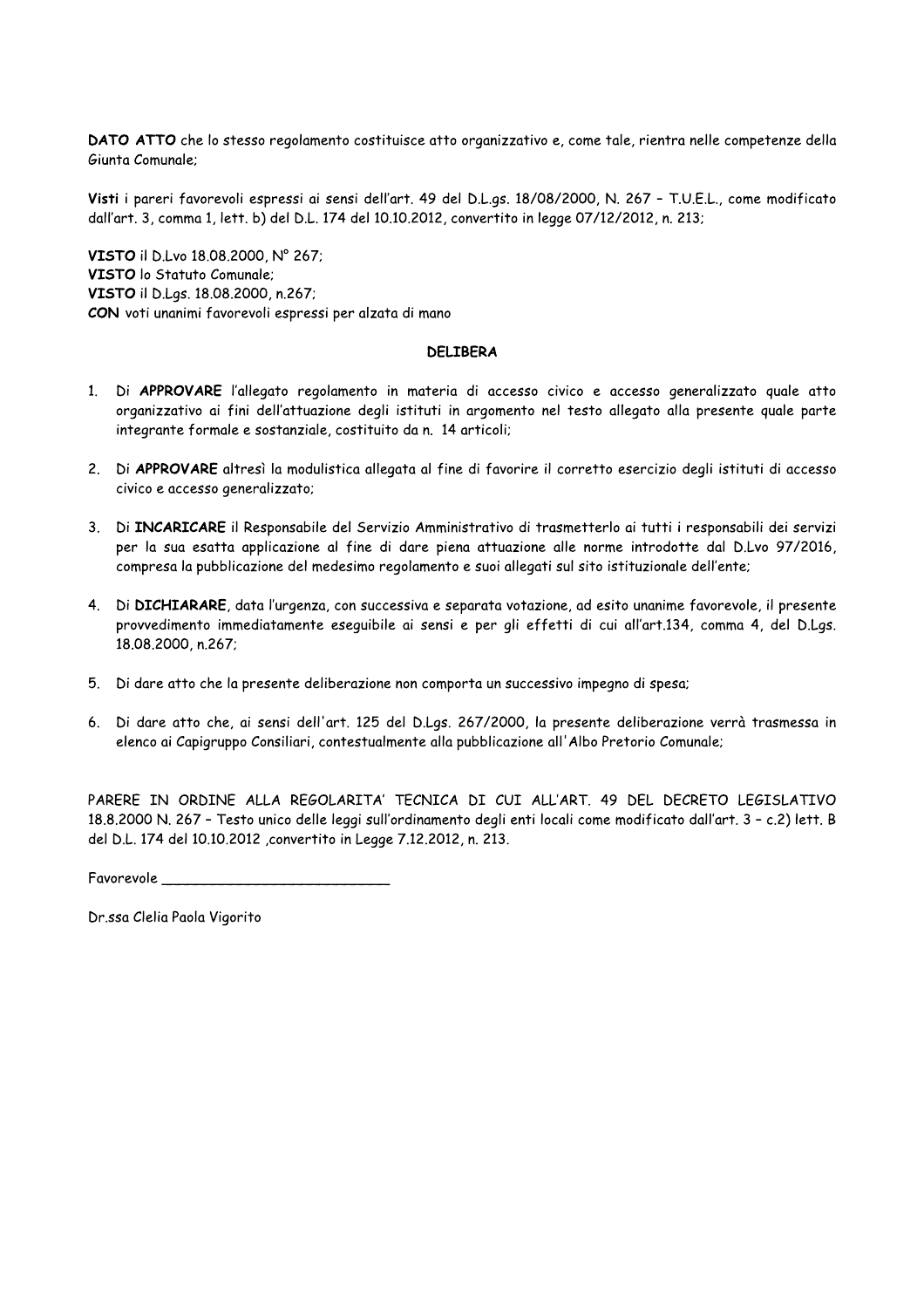**DATO ATTO** che lo stesso regolamento costituisce atto organizzativo e, come tale, rientra nelle competenze della Giunta Comunale;

**Visti** i pareri favorevoli espressi ai sensi dell'art. 49 del D.L.gs. 18/08/2000, N. 267 – T.U.E.L., come modificato dall'art. 3, comma 1, lett. b) del D.L. 174 del 10.10.2012, convertito in legge 07/12/2012, n. 213;

**VISTO** il D.Lvo 18.08.2000, N° 267;
**VISTO** lo Statuto Comunale;
**VISTO** il D.Lgs. 18.08.2000, n.267;
**CON** voti unanimi favorevoli espressi per alzata di mano

**DELIBERA**

1. Di **APPROVARE** l'allegato regolamento in materia di accesso civico e accesso generalizzato quale atto organizzativo ai fini dell'attuazione degli istituti in argomento nel testo allegato alla presente quale parte integrante formale e sostanziale, costituito da n. 14 articoli;

2. Di **APPROVARE** altresì la modulistica allegata al fine di favorire il corretto esercizio degli istituti di accesso civico e accesso generalizzato;

3. Di **INCARICARE** il Responsabile del Servizio Amministrativo di trasmetterlo ai tutti i responsabili dei servizi per la sua esatta applicazione al fine di dare piena attuazione alle norme introdotte dal D.Lvo 97/2016, compresa la pubblicazione del medesimo regolamento e suoi allegati sul sito istituzionale dell'ente;

4. Di **DICHIARARE**, data l'urgenza, con successiva e separata votazione, ad esito unanime favorevole, il presente provvedimento immediatamente eseguibile ai sensi e per gli effetti di cui all'art.134, comma 4, del D.Lgs. 18.08.2000, n.267;

5. Di dare atto che la presente deliberazione non comporta un successivo impegno di spesa;

6. Di dare atto che, ai sensi dell'art. 125 del D.Lgs. 267/2000, la presente deliberazione verrà trasmessa in elenco ai Capigruppo Consiliari, contestualmente alla pubblicazione all'Albo Pretorio Comunale;

PARERE IN ORDINE ALLA REGOLARITA' TECNICA DI CUI ALL'ART. 49 DEL DECRETO LEGISLATIVO 18.8.2000 N. 267 – Testo unico delle leggi sull'ordinamento degli enti locali come modificato dall'art. 3 – c.2) lett. B del D.L. 174 del 10.10.2012 ,convertito in Legge 7.12.2012, n. 213.

Favorevole ____________________________

Dr.ssa Clelia Paola Vigorito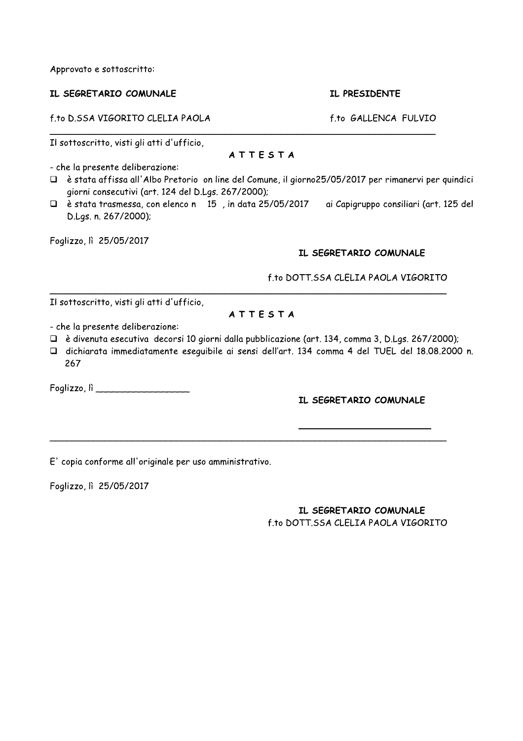Approvato e sottoscritto:

**IL SEGRETARIO COMUNALE** **IL PRESIDENTE**

f.to D.SSA VIGORITO CLELIA PAOLA f.to GALLENCA FULVIO

---

Il sottoscritto, visti gli atti d'ufficio,

**A T T E S T A**

- che la presente deliberazione:
- ❑ è stata affissa all'Albo Pretorio on line del Comune, il giorno25/05/2017 per rimanervi per quindici giorni consecutivi (art. 124 del D.Lgs. 267/2000);
- ❑ è stata trasmessa, con elenco n 15 , in data 25/05/2017 ai Capigruppo consiliari (art. 125 del D.Lgs. n. 267/2000);

Foglizzo, lì 25/05/2017

**IL SEGRETARIO COMUNALE**

f.to DOTT.SSA CLELIA PAOLA VIGORITO

---

Il sottoscritto, visti gli atti d'ufficio,

**A T T E S T A**

- che la presente deliberazione:
- ❑ è divenuta esecutiva decorsi 10 giorni dalla pubblicazione (art. 134, comma 3, D.Lgs. 267/2000);
- ❑ dichiarata immediatamente eseguibile ai sensi dell'art. 134 comma 4 del TUEL del 18.08.2000 n. 267

Foglizzo, lì __________________

**IL SEGRETARIO COMUNALE**

________________________

---

E' copia conforme all'originale per uso amministrativo.

Foglizzo, lì 25/05/2017

**IL SEGRETARIO COMUNALE**
f.to DOTT.SSA CLELIA PAOLA VIGORITO